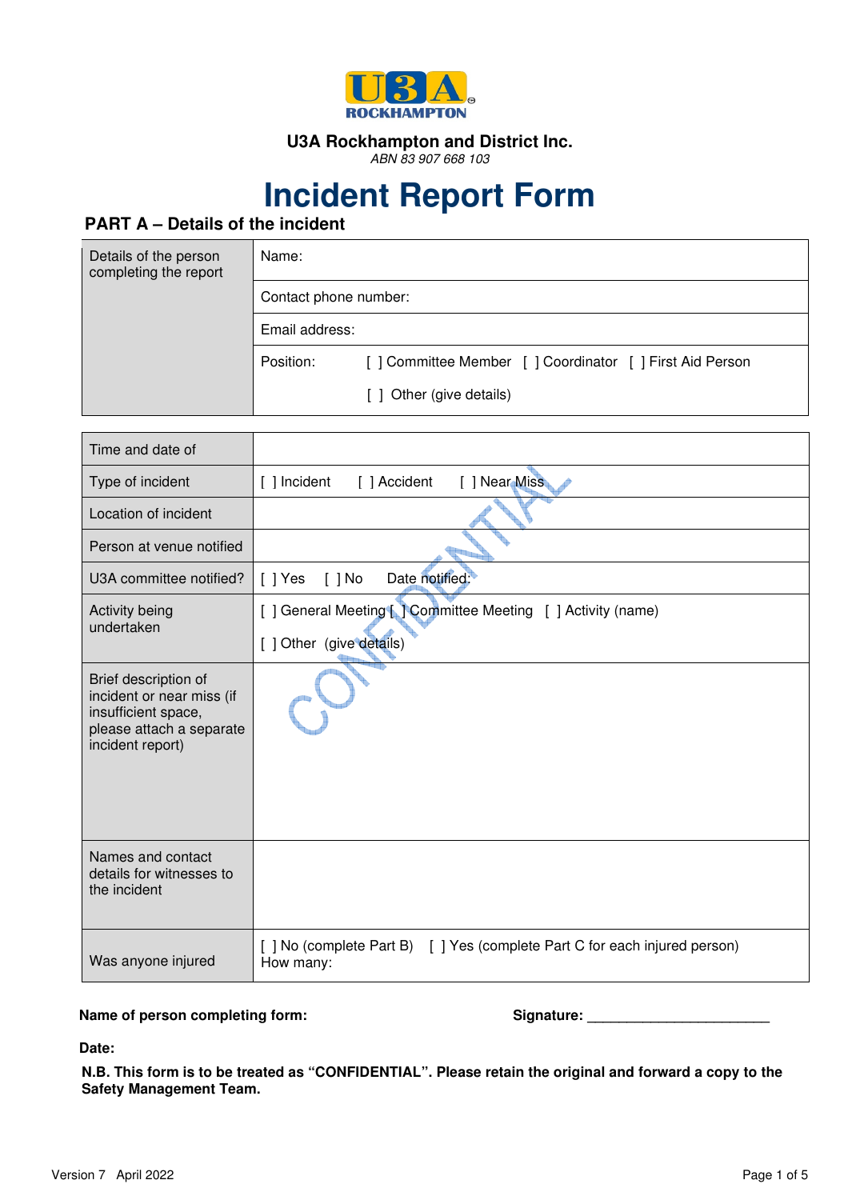**U3A Rockhampton and District Inc.**

*ABN 83 907 668 103*

# Incident Report Form

## PART A – Details of the incident

| | |
|---|---|
| Details of the person completing the report | Name: |
| | Contact phone number: |
| | Email address: |
| | Position: [ ] Committee Member [ ] Coordinator [ ] First Aid Person<br>[ ] Other (give details) |

| | |
|---|---|
| Time and date of | |
| Type of incident | [ ] Incident [ ] Accident [ ] Near Miss |
| Location of incident | |
| Person at venue notified | |
| U3A committee notified? | [ ] Yes [ ] No Date notified: |
| Activity being undertaken | [ ] General Meeting [ ] Committee Meeting [ ] Activity (name)<br>[ ] Other (give details) |
| Brief description of incident or near miss (if insufficient space, please attach a separate incident report) | |
| Names and contact details for witnesses to the incident | |
| Was anyone injured | [ ] No (complete Part B) [ ] Yes (complete Part C for each injured person)<br>How many: |

CONFIDENTIAL

**Name of person completing form:** **Signature:** ________________________

**Date:**

**N.B. This form is to be treated as "CONFIDENTIAL". Please retain the original and forward a copy to the Safety Management Team.**

Version 7 April 2022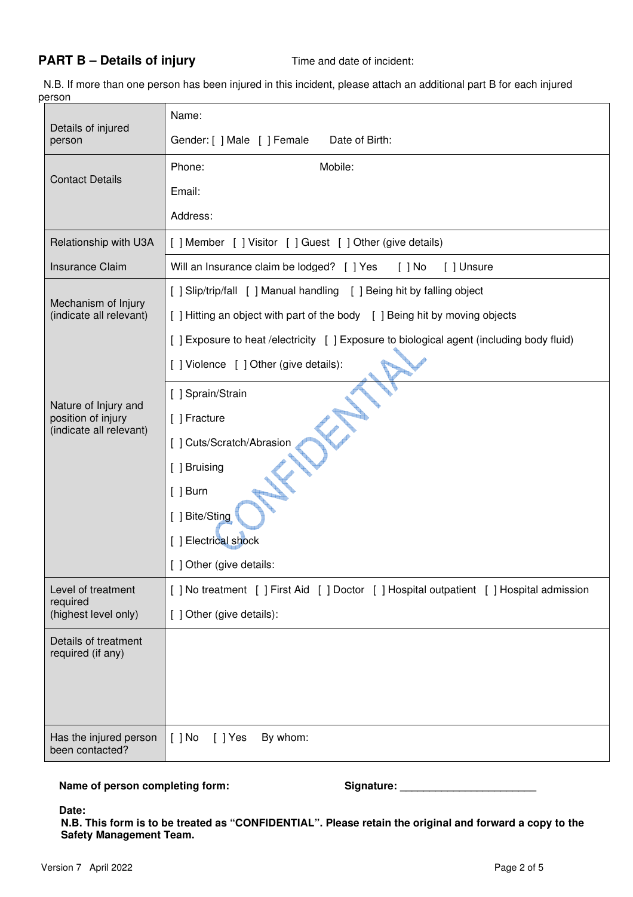## PART B – Details of injury

Time and date of incident:

N.B. If more than one person has been injured in this incident, please attach an additional part B for each injured person

| | |
|---|---|
| Details of injured person | Name:<br>Gender: [ ] Male [ ] Female Date of Birth: |
| Contact Details | Phone: Mobile:<br>Email:<br>Address: |
| Relationship with U3A | [ ] Member [ ] Visitor [ ] Guest [ ] Other (give details) |
| Insurance Claim | Will an Insurance claim be lodged? [ ] Yes [ ] No [ ] Unsure |
| Mechanism of Injury (indicate all relevant) | [ ] Slip/trip/fall [ ] Manual handling [ ] Being hit by falling object<br>[ ] Hitting an object with part of the body [ ] Being hit by moving objects<br>[ ] Exposure to heat /electricity [ ] Exposure to biological agent (including body fluid)<br>[ ] Violence [ ] Other (give details): |
| Nature of Injury and position of injury (indicate all relevant) | [ ] Sprain/Strain<br>[ ] Fracture<br>[ ] Cuts/Scratch/Abrasion<br>[ ] Bruising<br>[ ] Burn<br>[ ] Bite/Sting<br>[ ] Electrical shock<br>[ ] Other (give details: |
| Level of treatment required (highest level only) | [ ] No treatment [ ] First Aid [ ] Doctor [ ] Hospital outpatient [ ] Hospital admission<br>[ ] Other (give details): |
| Details of treatment required (if any) | |
| Has the injured person been contacted? | [ ] No [ ] Yes By whom: |

CONFIDENTIAL

**Name of person completing form:** **Signature:** _______________________

**Date:**

**N.B. This form is to be treated as "CONFIDENTIAL". Please retain the original and forward a copy to the Safety Management Team.**

Version 7 April 2022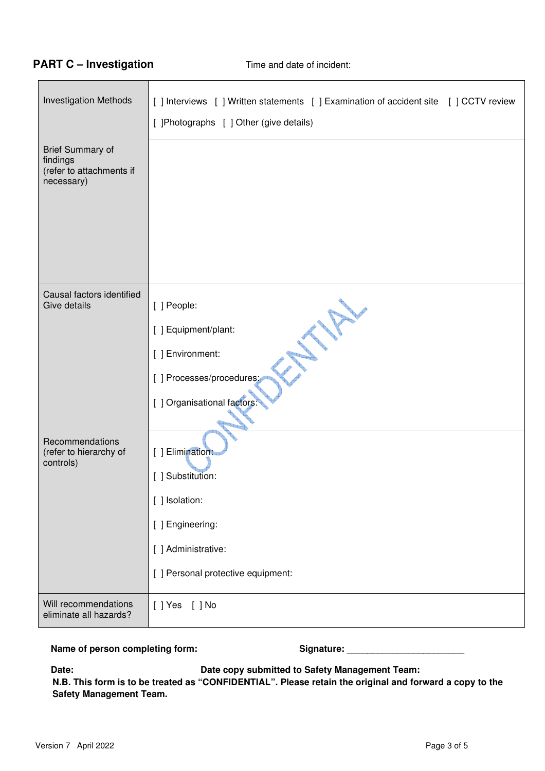## PART C – Investigation

Time and date of incident:

| | |
|---|---|
| Investigation Methods | [ ] Interviews [ ] Written statements [ ] Examination of accident site [ ] CCTV review<br>[ ]Photographs [ ] Other (give details) |
| Brief Summary of findings<br>(refer to attachments if necessary) | |
| Causal factors identified<br>Give details | [ ] People:<br>[ ] Equipment/plant:<br>[ ] Environment:<br>[ ] Processes/procedures:<br>[ ] Organisational factors: |
| Recommendations<br>(refer to hierarchy of controls) | [ ] Elimination:<br>[ ] Substitution:<br>[ ] Isolation:<br>[ ] Engineering:<br>[ ] Administrative:<br>[ ] Personal protective equipment: |
| Will recommendations eliminate all hazards? | [ ] Yes [ ] No |

**Name of person completing form:** **Signature:** _______________________

**Date:** **Date copy submitted to Safety Management Team:**

**N.B. This form is to be treated as "CONFIDENTIAL". Please retain the original and forward a copy to the Safety Management Team.**

Version 7 April 2022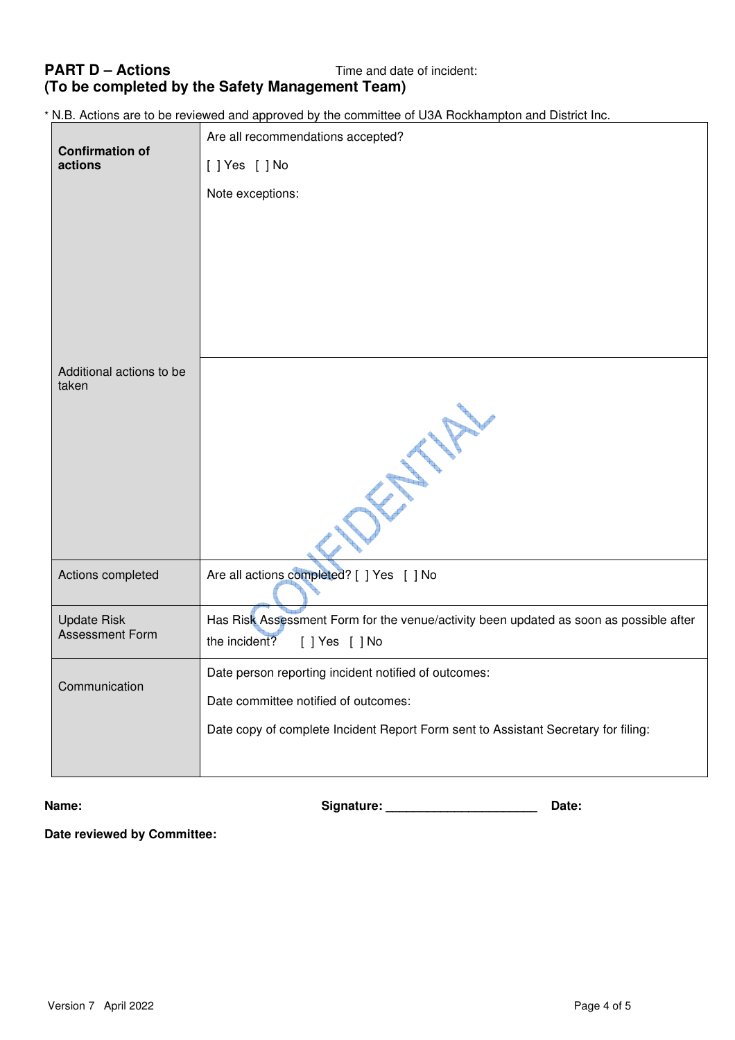## PART D – Actions
## (To be completed by the Safety Management Team)

Time and date of incident:

* N.B. Actions are to be reviewed and approved by the committee of U3A Rockhampton and District Inc.

| | |
|---|---|
| **Confirmation of actions** | Are all recommendations accepted?<br><br>[ ] Yes [ ] No<br><br>Note exceptions: |
| Additional actions to be taken | |
| Actions completed | Are all actions completed? [ ] Yes [ ] No |
| Update Risk Assessment Form | Has Risk Assessment Form for the venue/activity been updated as soon as possible after the incident? [ ] Yes [ ] No |
| Communication | Date person reporting incident notified of outcomes:<br><br>Date committee notified of outcomes:<br><br>Date copy of complete Incident Report Form sent to Assistant Secretary for filing: |

**Name:** **Signature:** ______________________ **Date:**

**Date reviewed by Committee:**

Version 7 April 2022

CONFIDENTIAL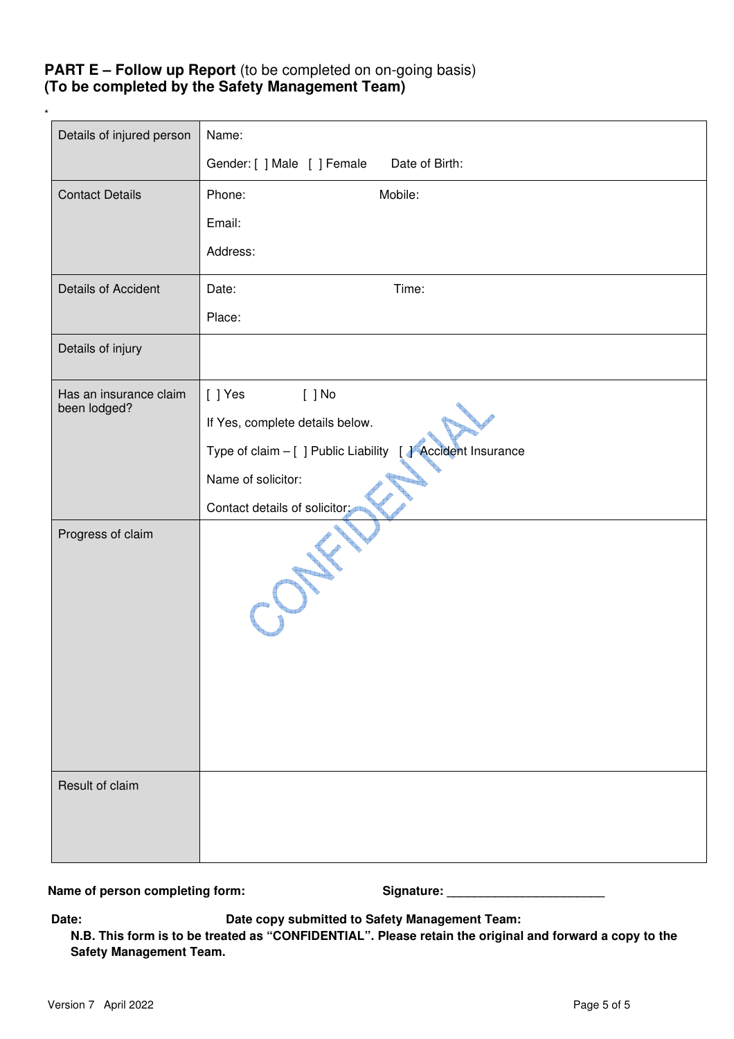## PART E – Follow up Report (to be completed on on-going basis)
## (To be completed by the Safety Management Team)

*

| | |
|---|---|
| Details of injured person | Name:<br>Gender: [ ] Male [ ] Female Date of Birth: |
| Contact Details | Phone: Mobile:<br>Email:<br>Address: |
| Details of Accident | Date: Time:<br>Place: |
| Details of injury | |
| Has an insurance claim been lodged? | [ ] Yes [ ] No<br>If Yes, complete details below.<br>Type of claim – [ ] Public Liability [ ] Accident Insurance<br>Name of solicitor:<br>Contact details of solicitor: |
| Progress of claim | |
| Result of claim | |

CONFIDENTIAL

**Name of person completing form:** **Signature:** ______________________

**Date:** **Date copy submitted to Safety Management Team:**

**N.B. This form is to be treated as "CONFIDENTIAL". Please retain the original and forward a copy to the Safety Management Team.**

Version 7 April 2022